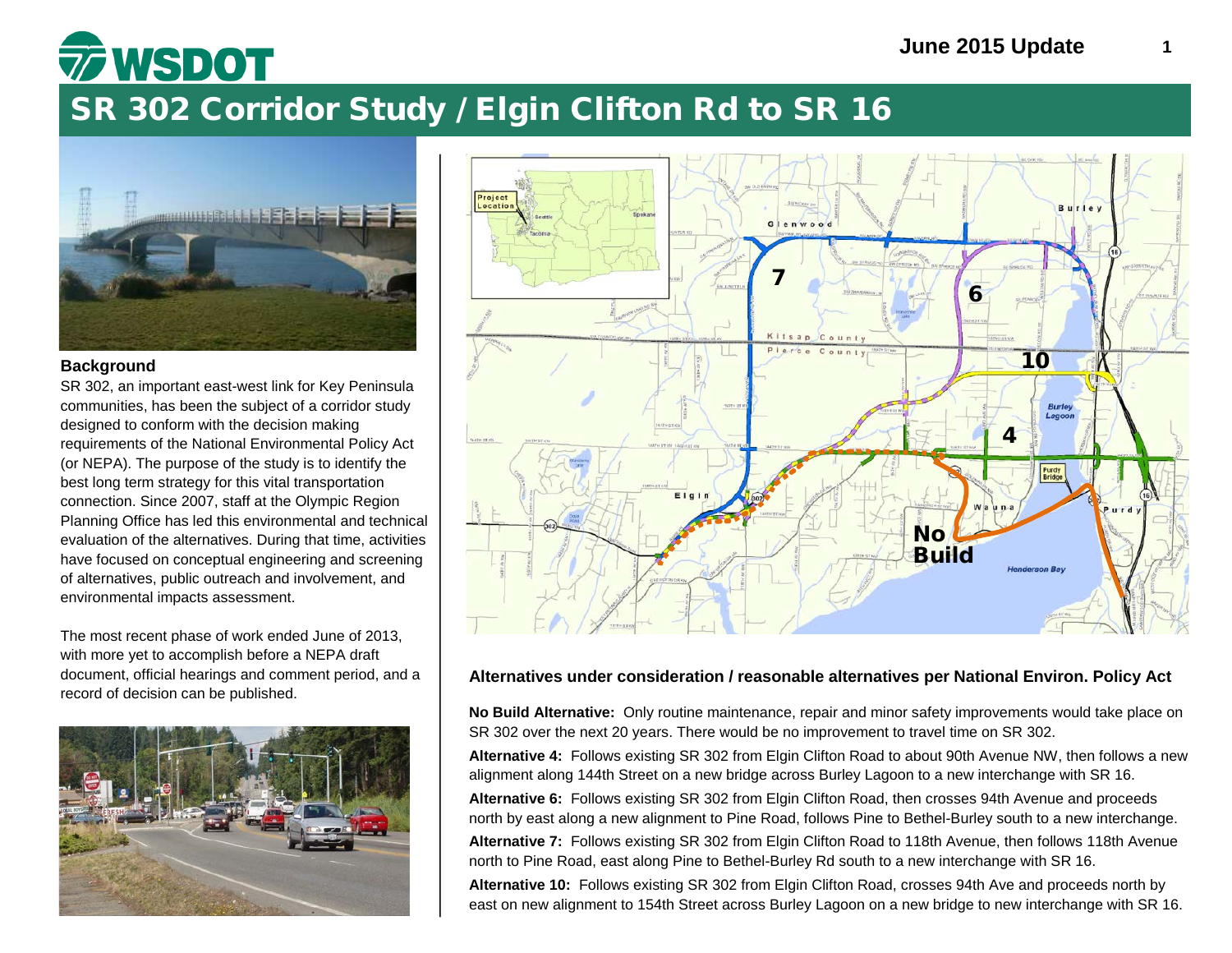# WSDOT

June 2015 Update

## SR 302 Corridor Study / Elgin Clifton Rd to SR 16

### Background

SR 302, an important east-west link for Key Peninsula communities, has been the subject of a corridor study designed to conform with the decision making requirements of the National Environmental Policy Act (or NEPA). The purpose of the study is to identify the best long term strategy for this vital transportation connection. Since 2007, staff at the Olympic Region Planning Office has led this environmental and technical evaluation of the alternatives. During that time, activities have focused on conceptual engineering and screening of alternatives, public outreach and involvement, and environmental impacts assessment.

The most recent phase of work ended June of 2013, with more yet to accomplish before a NEPA draft document, official hearings and comment period, and a record of decision can be published.

### Alternatives under consideration / reasonable alternatives per National Environ. Policy Act

**No Build Alternative:** Only routine maintenance, repair and minor safety improvements would take place on SR 302 over the next 20 years. There would be no improvement to travel time on SR 302.

**Alternative 4:** Follows existing SR 302 from Elgin Clifton Road to about 90th Avenue NW, then follows a new alignment along 144th Street on a new bridge across Burley Lagoon to a new interchange with SR 16.

**Alternative 6:** Follows existing SR 302 from Elgin Clifton Road, then crosses 94th Avenue and proceeds north by east along a new alignment to Pine Road, follows Pine to Bethel-Burley south to a new interchange.

**Alternative 7:** Follows existing SR 302 from Elgin Clifton Road to 118th Avenue, then follows 118th Avenue north to Pine Road, east along Pine to Bethel-Burley Rd south to a new interchange with SR 16.

**Alternative 10:** Follows existing SR 302 from Elgin Clifton Road, crosses 94th Ave and proceeds north by east on new alignment to 154th Street across Burley Lagoon on a new bridge to new interchange with SR 16.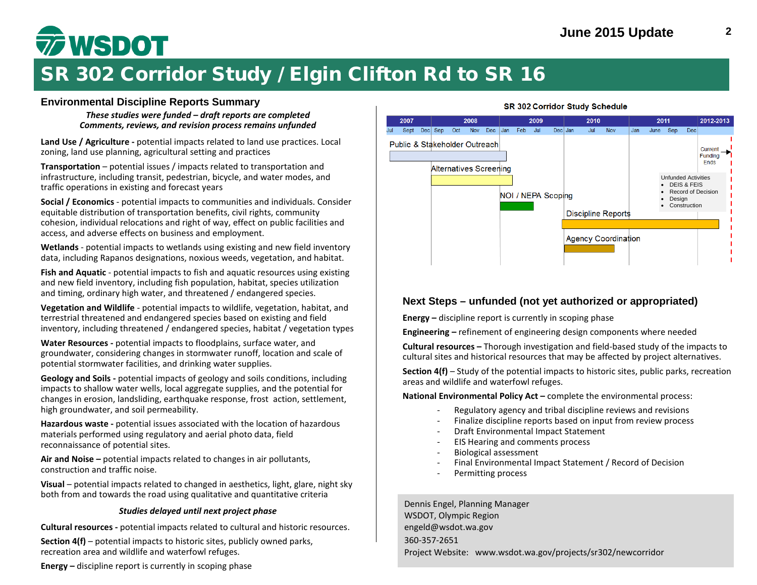# SR 302 Corridor Study / Elgin Clifton Rd to SR 16

June 2015 Update

## Environmental Discipline Reports Summary

***These studies were funded – draft reports are completed***
***Comments, reviews, and revision process remains unfunded***

**Land Use / Agriculture -** potential impacts related to land use practices. Local zoning, land use planning, agricultural setting and practices

**Transportation** – potential issues / impacts related to transportation and infrastructure, including transit, pedestrian, bicycle, and water modes, and traffic operations in existing and forecast years

**Social / Economics** - potential impacts to communities and individuals. Consider equitable distribution of transportation benefits, civil rights, community cohesion, individual relocations and right of way, effect on public facilities and access, and adverse effects on business and employment.

**Wetlands** - potential impacts to wetlands using existing and new field inventory data, including Rapanos designations, noxious weeds, vegetation, and habitat.

**Fish and Aquatic** - potential impacts to fish and aquatic resources using existing and new field inventory, including fish population, habitat, species utilization and timing, ordinary high water, and threatened / endangered species.

**Vegetation and Wildlife** - potential impacts to wildlife, vegetation, habitat, and terrestrial threatened and endangered species based on existing and field inventory, including threatened / endangered species, habitat / vegetation types

**Water Resources -** potential impacts to floodplains, surface water, and groundwater, considering changes in stormwater runoff, location and scale of potential stormwater facilities, and drinking water supplies.

**Geology and Soils -** potential impacts of geology and soils conditions, including impacts to shallow water wells, local aggregate supplies, and the potential for changes in erosion, landsliding, earthquake response, frost action, settlement, high groundwater, and soil permeability.

**Hazardous waste -** potential issues associated with the location of hazardous materials performed using regulatory and aerial photo data, field reconnaissance of potential sites.

**Air and Noise –** potential impacts related to changes in air pollutants, construction and traffic noise.

**Visual** – potential impacts related to changed in aesthetics, light, glare, night sky both from and towards the road using qualitative and quantitative criteria

***Studies delayed until next project phase***

**Cultural resources -** potential impacts related to cultural and historic resources.

**Section 4(f)** – potential impacts to historic sites, publicly owned parks, recreation area and wildlife and waterfowl refuges.

**Energy –** discipline report is currently in scoping phase

### SR 302 Corridor Study Schedule

2007 | 2008 | 2009 | 2010 | 2011 | 2012-2013

Jul Sept Dec Sep Oct Nov Dec Jan Feb Jul Dec Jan Jul Nov Jan June Sep Dec

Public & Stakeholder Outreach

Alternatives Screening

NOI / NEPA Scoping

Discipline Reports

Agency Coordination

Current Funding Ends

Unfunded Activities
- DEIS & FEIS
- Record of Decision
- Design
- Construction

## Next Steps – unfunded (not yet authorized or appropriated)

**Energy –** discipline report is currently in scoping phase

**Engineering –** refinement of engineering design components where needed

**Cultural resources –** Thorough investigation and field-based study of the impacts to cultural sites and historical resources that may be affected by project alternatives.

**Section 4(f)** – Study of the potential impacts to historic sites, public parks, recreation areas and wildlife and waterfowl refuges.

**National Environmental Policy Act –** complete the environmental process:

- Regulatory agency and tribal discipline reviews and revisions
- Finalize discipline reports based on input from review process
- Draft Environmental Impact Statement
- EIS Hearing and comments process
- Biological assessment
- Final Environmental Impact Statement / Record of Decision
- Permitting process

Dennis Engel, Planning Manager
WSDOT, Olympic Region
engeld@wsdot.wa.gov
360-357-2651
Project Website: www.wsdot.wa.gov/projects/sr302/newcorridor